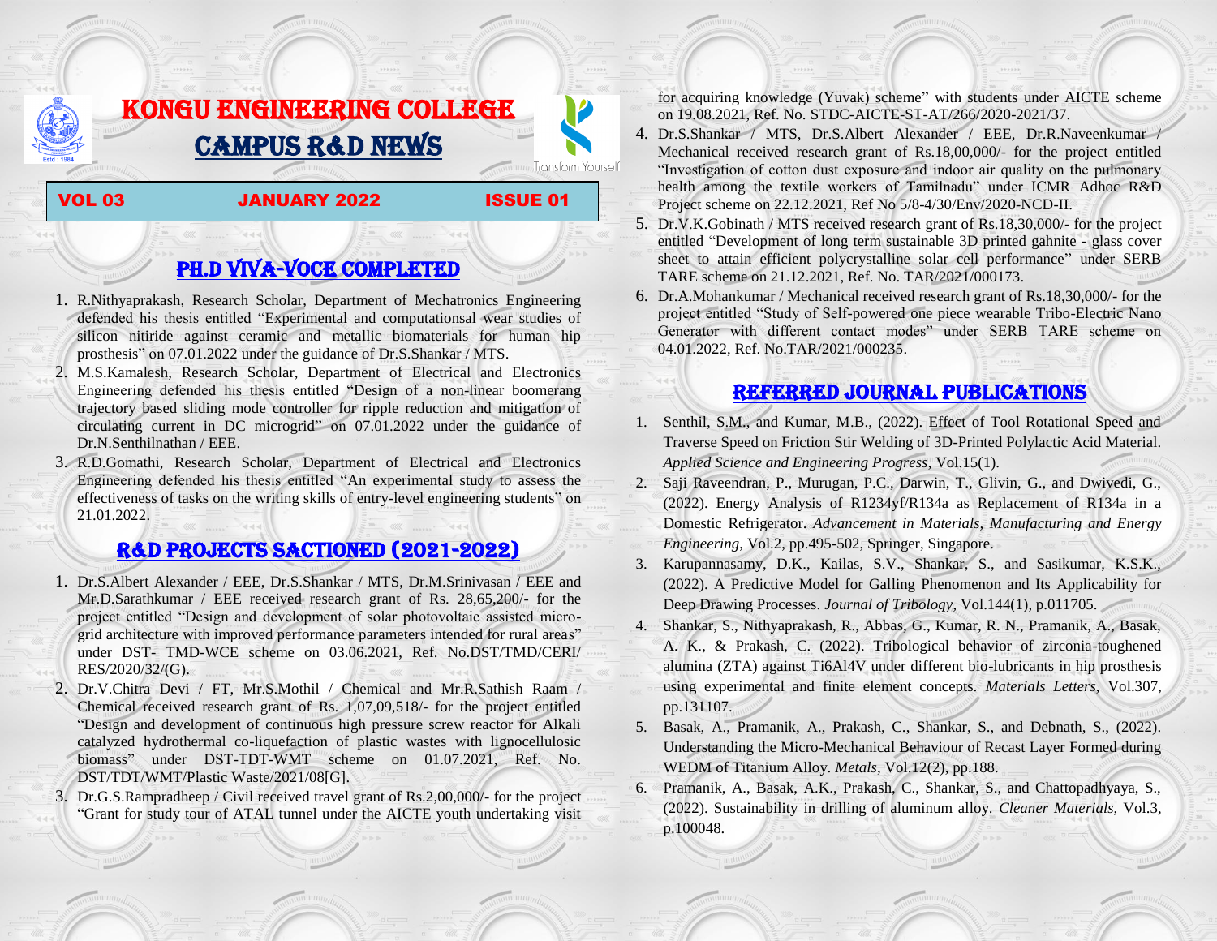# KONGU ENGINEERING COLLEGE
# CAMPUS R&D NEWS

Transform Yourself

**VOL 03 JANUARY 2022 ISSUE 01**

## PH.D VIVA-VOCE COMPLETED

1. R.Nithyaprakash, Research Scholar, Department of Mechatronics Engineering defended his thesis entitled "Experimental and computationsal wear studies of silicon nitiride against ceramic and metallic biomaterials for human hip prosthesis" on 07.01.2022 under the guidance of Dr.S.Shankar / MTS.
2. M.S.Kamalesh, Research Scholar, Department of Electrical and Electronics Engineering defended his thesis entitled "Design of a non-linear boomerang trajectory based sliding mode controller for ripple reduction and mitigation of circulating current in DC microgrid" on 07.01.2022 under the guidance of Dr.N.Senthilnathan / EEE.
3. R.D.Gomathi, Research Scholar, Department of Electrical and Electronics Engineering defended his thesis entitled "An experimental study to assess the effectiveness of tasks on the writing skills of entry-level engineering students" on 21.01.2022.

## R&D PROJECTS SACTIONED (2021-2022)

1. Dr.S.Albert Alexander / EEE, Dr.S.Shankar / MTS, Dr.M.Srinivasan / EEE and Mr.D.Sarathkumar / EEE received research grant of Rs. 28,65,200/- for the project entitled "Design and development of solar photovoltaic assisted micro-grid architecture with improved performance parameters intended for rural areas" under DST- TMD-WCE scheme on 03.06.2021, Ref. No.DST/TMD/CERI/RES/2020/32/(G).
2. Dr.V.Chitra Devi / FT, Mr.S.Mothil / Chemical and Mr.R.Sathish Raam / Chemical received research grant of Rs. 1,07,09,518/- for the project entitled "Design and development of continuous high pressure screw reactor for Alkali catalyzed hydrothermal co-liquefaction of plastic wastes with lignocellulosic biomass" under DST-TDT-WMT scheme on 01.07.2021, Ref. No. DST/TDT/WMT/Plastic Waste/2021/08[G].
3. Dr.G.S.Rampradheep / Civil received travel grant of Rs.2,00,000/- for the project "Grant for study tour of ATAL tunnel under the AICTE youth undertaking visit for acquiring knowledge (Yuvak) scheme" with students under AICTE scheme on 19.08.2021, Ref. No. STDC-AICTE-ST-AT/266/2020-2021/37.
4. Dr.S.Shankar / MTS, Dr.S.Albert Alexander / EEE, Dr.R.Naveenkumar / Mechanical received research grant of Rs.18,00,000/- for the project entitled "Investigation of cotton dust exposure and indoor air quality on the pulmonary health among the textile workers of Tamilnadu" under ICMR Adhoc R&D Project scheme on 22.12.2021, Ref No 5/8-4/30/Env/2020-NCD-II.
5. Dr.V.K.Gobinath / MTS received research grant of Rs.18,30,000/- for the project entitled "Development of long term sustainable 3D printed gahnite - glass cover sheet to attain efficient polycrystalline solar cell performance" under SERB TARE scheme on 21.12.2021, Ref. No. TAR/2021/000173.
6. Dr.A.Mohankumar / Mechanical received research grant of Rs.18,30,000/- for the project entitled "Study of Self-powered one piece wearable Tribo-Electric Nano Generator with different contact modes" under SERB TARE scheme on 04.01.2022, Ref. No.TAR/2021/000235.

## REFERRED JOURNAL PUBLICATIONS

1. Senthil, S.M., and Kumar, M.B., (2022). Effect of Tool Rotational Speed and Traverse Speed on Friction Stir Welding of 3D-Printed Polylactic Acid Material. *Applied Science and Engineering Progress*, Vol.15(1).
2. Saji Raveendran, P., Murugan, P.C., Darwin, T., Glivin, G., and Dwivedi, G., (2022). Energy Analysis of R1234yf/R134a as Replacement of R134a in a Domestic Refrigerator. *Advancement in Materials, Manufacturing and Energy Engineering*, Vol.2, pp.495-502, Springer, Singapore.
3. Karupannasamy, D.K., Kailas, S.V., Shankar, S., and Sasikumar, K.S.K., (2022). A Predictive Model for Galling Phenomenon and Its Applicability for Deep Drawing Processes. *Journal of Tribology*, Vol.144(1), p.011705.
4. Shankar, S., Nithyaprakash, R., Abbas, G., Kumar, R. N., Pramanik, A., Basak, A. K., & Prakash, C. (2022). Tribological behavior of zirconia-toughened alumina (ZTA) against Ti6Al4V under different bio-lubricants in hip prosthesis using experimental and finite element concepts. *Materials Letters*, Vol.307, pp.131107.
5. Basak, A., Pramanik, A., Prakash, C., Shankar, S., and Debnath, S., (2022). Understanding the Micro-Mechanical Behaviour of Recast Layer Formed during WEDM of Titanium Alloy. *Metals*, Vol.12(2), pp.188.
6. Pramanik, A., Basak, A.K., Prakash, C., Shankar, S., and Chattopadhyaya, S., (2022). Sustainability in drilling of aluminum alloy. *Cleaner Materials*, Vol.3, p.100048.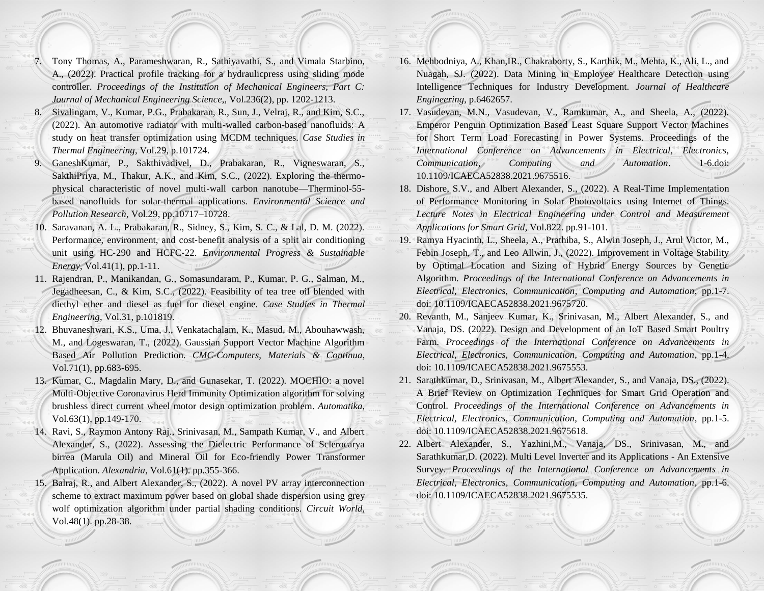7. Tony Thomas, A., Parameshwaran, R., Sathiyavathi, S., and Vimala Starbino, A., (2022). Practical profile tracking for a hydraulicpress using sliding mode controller. *Proceedings of the Institution of Mechanical Engineers, Part C: Journal of Mechanical Engineering Science*,, Vol.236(2), pp. 1202-1213.
8. Sivalingam, V., Kumar, P.G., Prabakaran, R., Sun, J., Velraj, R., and Kim, S.C., (2022). An automotive radiator with multi-walled carbon-based nanofluids: A study on heat transfer optimization using MCDM techniques. *Case Studies in Thermal Engineering*, Vol.29, p.101724.
9. GaneshKumar, P., Sakthivadivel, D., Prabakaran, R., Vigneswaran, S., SakthiPriya, M., Thakur, A.K., and Kim, S.C., (2022). Exploring the thermo-physical characteristic of novel multi-wall carbon nanotube—Therminol-55-based nanofluids for solar-thermal applications. *Environmental Science and Pollution Research*, Vol.29, pp.10717–10728.
10. Saravanan, A. L., Prabakaran, R., Sidney, S., Kim, S. C., & Lal, D. M. (2022). Performance, environment, and cost-benefit analysis of a split air conditioning unit using HC-290 and HCFC-22. *Environmental Progress & Sustainable Energy*, Vol.41(1), pp.1-11.
11. Rajendran, P., Manikandan, G., Somasundaram, P., Kumar, P. G., Salman, M., Jegadheesan, C., & Kim, S.C., (2022). Feasibility of tea tree oil blended with diethyl ether and diesel as fuel for diesel engine. *Case Studies in Thermal Engineering*, Vol.31, p.101819.
12. Bhuvaneshwari, K.S., Uma, J., Venkatachalam, K., Masud, M., Abouhawwash, M., and Logeswaran, T., (2022). Gaussian Support Vector Machine Algorithm Based Air Pollution Prediction. *CMC-Computers, Materials & Continua*, Vol.71(1), pp.683-695.
13. Kumar, C., Magdalin Mary, D., and Gunasekar, T. (2022). MOCHIO: a novel Multi-Objective Coronavirus Herd Immunity Optimization algorithm for solving brushless direct current wheel motor design optimization problem. *Automatika*, Vol.63(1), pp.149-170.
14. Ravi, S., Raymon Antony Raj., Srinivasan, M., Sampath Kumar, V., and Albert Alexander, S., (2022). Assessing the Dielectric Performance of Sclerocarya birrea (Marula Oil) and Mineral Oil for Eco-friendly Power Transformer Application. *Alexandria*, Vol.61(1). pp.355-366.
15. Balraj, R., and Albert Alexander, S., (2022). A novel PV array interconnection scheme to extract maximum power based on global shade dispersion using grey wolf optimization algorithm under partial shading conditions. *Circuit World*, Vol.48(1). pp.28-38.
16. Mehbodniya, A., Khan,IR., Chakraborty, S., Karthik, M., Mehta, K., Ali, L., and Nuagah, SJ. (2022). Data Mining in Employee Healthcare Detection using Intelligence Techniques for Industry Development. *Journal of Healthcare Engineering*, p.6462657.
17. Vasudevan, M.N., Vasudevan, V., Ramkumar, A., and Sheela, A., (2022). Emperor Penguin Optimization Based Least Square Support Vector Machines for Short Term Load Forecasting in Power Systems. Proceedings of the *International Conference on Advancements in Electrical, Electronics, Communication, Computing and Automation*. 1-6.doi: 10.1109/ICAECA52838.2021.9675516.
18. Dishore, S.V., and Albert Alexander, S., (2022). A Real-Time Implementation of Performance Monitoring in Solar Photovoltaics using Internet of Things. *Lecture Notes in Electrical Engineering under Control and Measurement Applications for Smart Grid*, Vol.822. pp.91-101.
19. Ramya Hyacinth, L., Sheela, A., Prathiba, S., Alwin Joseph, J., Arul Victor, M., Febin Joseph, T., and Leo Allwin, J., (2022). Improvement in Voltage Stability by Optimal Location and Sizing of Hybrid Energy Sources by Genetic Algorithm. *Proceedings of the International Conference on Advancements in Electrical, Electronics, Communication, Computing and Automation*, pp.1-7. doi: 10.1109/ICAECA52838.2021.9675720.
20. Revanth, M., Sanjeev Kumar, K., Srinivasan, M., Albert Alexander, S., and Vanaja, DS. (2022). Design and Development of an IoT Based Smart Poultry Farm. *Proceedings of the International Conference on Advancements in Electrical, Electronics, Communication, Computing and Automation*, pp.1-4. doi: 10.1109/ICAECA52838.2021.9675553.
21. Sarathkumar, D., Srinivasan, M., Albert Alexander, S., and Vanaja, DS., (2022). A Brief Review on Optimization Techniques for Smart Grid Operation and Control. *Proceedings of the International Conference on Advancements in Electrical, Electronics, Communication, Computing and Automation*, pp.1-5. doi: 10.1109/ICAECA52838.2021.9675618.
22. Albert Alexander, S., Yazhini,M., Vanaja, DS., Srinivasan, M., and Sarathkumar,D. (2022). Multi Level Inverter and its Applications - An Extensive Survey. *Proceedings of the International Conference on Advancements in Electrical, Electronics, Communication, Computing and Automation*, pp.1-6. doi: 10.1109/ICAECA52838.2021.9675535.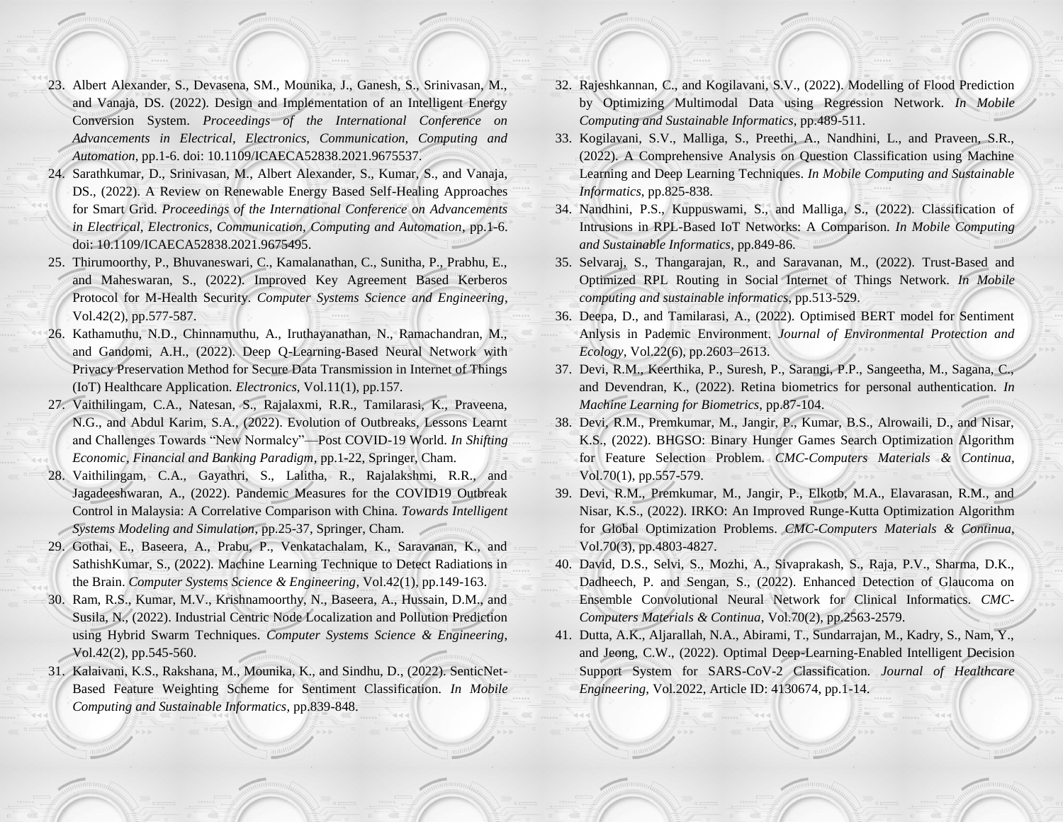23. Albert Alexander, S., Devasena, SM., Mounika, J., Ganesh, S., Srinivasan, M., and Vanaja, DS. (2022). Design and Implementation of an Intelligent Energy Conversion System. *Proceedings of the International Conference on Advancements in Electrical, Electronics, Communication, Computing and Automation*, pp.1-6. doi: 10.1109/ICAECA52838.2021.9675537.
24. Sarathkumar, D., Srinivasan, M., Albert Alexander, S., Kumar, S., and Vanaja, DS., (2022). A Review on Renewable Energy Based Self-Healing Approaches for Smart Grid. *Proceedings of the International Conference on Advancements in Electrical, Electronics, Communication, Computing and Automation*, pp.1-6. doi: 10.1109/ICAECA52838.2021.9675495.
25. Thirumoorthy, P., Bhuvaneswari, C., Kamalanathan, C., Sunitha, P., Prabhu, E., and Maheswaran, S., (2022). Improved Key Agreement Based Kerberos Protocol for M-Health Security. *Computer Systems Science and Engineering*, Vol.42(2), pp.577-587.
26. Kathamuthu, N.D., Chinnamuthu, A., Iruthayanathan, N., Ramachandran, M., and Gandomi, A.H., (2022). Deep Q-Learning-Based Neural Network with Privacy Preservation Method for Secure Data Transmission in Internet of Things (IoT) Healthcare Application. *Electronics*, Vol.11(1), pp.157.
27. Vaithilingam, C.A., Natesan, S., Rajalaxmi, R.R., Tamilarasi, K., Praveena, N.G., and Abdul Karim, S.A., (2022). Evolution of Outbreaks, Lessons Learnt and Challenges Towards "New Normalcy"—Post COVID-19 World. *In Shifting Economic, Financial and Banking Paradigm*, pp.1-22, Springer, Cham.
28. Vaithilingam, C.A., Gayathri, S., Lalitha, R., Rajalakshmi, R.R., and Jagadeeshwaran, A., (2022). Pandemic Measures for the COVID19 Outbreak Control in Malaysia: A Correlative Comparison with China. *Towards Intelligent Systems Modeling and Simulation*, pp.25-37, Springer, Cham.
29. Gothai, E., Baseera, A., Prabu, P., Venkatachalam, K., Saravanan, K., and SathishKumar, S., (2022). Machine Learning Technique to Detect Radiations in the Brain. *Computer Systems Science & Engineering*, Vol.42(1), pp.149-163.
30. Ram, R.S., Kumar, M.V., Krishnamoorthy, N., Baseera, A., Hussain, D.M., and Susila, N., (2022). Industrial Centric Node Localization and Pollution Prediction using Hybrid Swarm Techniques. *Computer Systems Science & Engineering*, Vol.42(2), pp.545-560.
31. Kalaivani, K.S., Rakshana, M., Mounika, K., and Sindhu, D., (2022). SenticNet-Based Feature Weighting Scheme for Sentiment Classification. *In Mobile Computing and Sustainable Informatics*, pp.839-848.
32. Rajeshkannan, C., and Kogilavani, S.V., (2022). Modelling of Flood Prediction by Optimizing Multimodal Data using Regression Network. *In Mobile Computing and Sustainable Informatics*, pp.489-511.
33. Kogilavani, S.V., Malliga, S., Preethi, A., Nandhini, L., and Praveen, S.R., (2022). A Comprehensive Analysis on Question Classification using Machine Learning and Deep Learning Techniques. *In Mobile Computing and Sustainable Informatics*, pp.825-838.
34. Nandhini, P.S., Kuppuswami, S., and Malliga, S., (2022). Classification of Intrusions in RPL-Based IoT Networks: A Comparison. *In Mobile Computing and Sustainable Informatics*, pp.849-86.
35. Selvaraj, S., Thangarajan, R., and Saravanan, M., (2022). Trust-Based and Optimized RPL Routing in Social Internet of Things Network. *In Mobile computing and sustainable informatics*, pp.513-529.
36. Deepa, D., and Tamilarasi, A., (2022). Optimised BERT model for Sentiment Anlysis in Pademic Environment. *Journal of Environmental Protection and Ecology*, Vol.22(6), pp.2603–2613.
37. Devi, R.M., Keerthika, P., Suresh, P., Sarangi, P.P., Sangeetha, M., Sagana, C., and Devendran, K., (2022). Retina biometrics for personal authentication. *In Machine Learning for Biometrics*, pp.87-104.
38. Devi, R.M., Premkumar, M., Jangir, P., Kumar, B.S., Alrowaili, D., and Nisar, K.S., (2022). BHGSO: Binary Hunger Games Search Optimization Algorithm for Feature Selection Problem. *CMC-Computers Materials & Continua*, Vol.70(1), pp.557-579.
39. Devi, R.M., Premkumar, M., Jangir, P., Elkotb, M.A., Elavarasan, R.M., and Nisar, K.S., (2022). IRKO: An Improved Runge-Kutta Optimization Algorithm for Global Optimization Problems. *CMC-Computers Materials & Continua*, Vol.70(3), pp.4803-4827.
40. David, D.S., Selvi, S., Mozhi, A., Sivaprakash, S., Raja, P.V., Sharma, D.K., Dadheech, P. and Sengan, S., (2022). Enhanced Detection of Glaucoma on Ensemble Convolutional Neural Network for Clinical Informatics. *CMC-Computers Materials & Continua*, Vol.70(2), pp.2563-2579.
41. Dutta, A.K., Aljarallah, N.A., Abirami, T., Sundarrajan, M., Kadry, S., Nam, Y., and Jeong, C.W., (2022). Optimal Deep-Learning-Enabled Intelligent Decision Support System for SARS-CoV-2 Classification. *Journal of Healthcare Engineering*, Vol.2022, Article ID: 4130674, pp.1-14.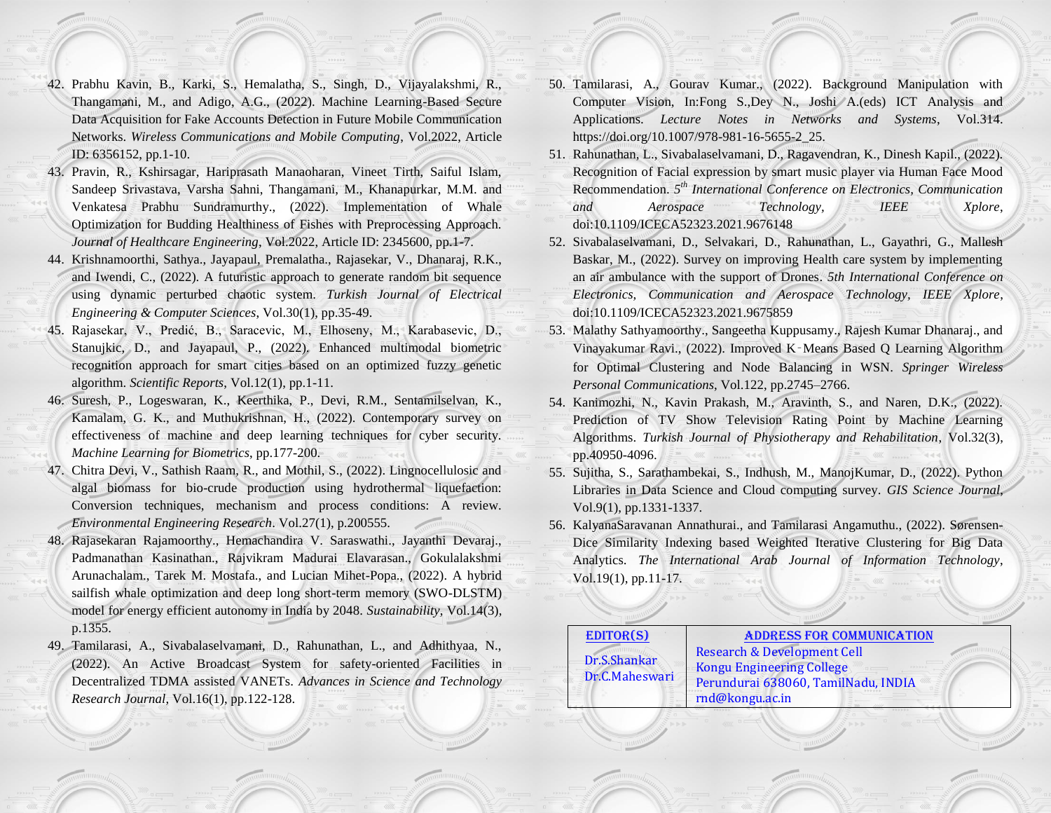42. Prabhu Kavin, B., Karki, S., Hemalatha, S., Singh, D., Vijayalakshmi, R., Thangamani, M., and Adigo, A.G., (2022). Machine Learning-Based Secure Data Acquisition for Fake Accounts Detection in Future Mobile Communication Networks. *Wireless Communications and Mobile Computing*, Vol.2022, Article ID: 6356152, pp.1-10.
43. Pravin, R., Kshirsagar, Hariprasath Manaoharan, Vineet Tirth, Saiful Islam, Sandeep Srivastava, Varsha Sahni, Thangamani, M., Khanapurkar, M.M. and Venkatesa Prabhu Sundramurthy., (2022). Implementation of Whale Optimization for Budding Healthiness of Fishes with Preprocessing Approach. *Journal of Healthcare Engineering*, Vol.2022, Article ID: 2345600, pp.1-7.
44. Krishnamoorthi, Sathya., Jayapaul, Premalatha., Rajasekar, V., Dhanaraj, R.K., and Iwendi, C., (2022). A futuristic approach to generate random bit sequence using dynamic perturbed chaotic system. *Turkish Journal of Electrical Engineering & Computer Sciences*, Vol.30(1), pp.35-49.
45. Rajasekar, V., Predić, B., Saracevic, M., Elhoseny, M., Karabasevic, D., Stanujkic, D., and Jayapaul, P., (2022). Enhanced multimodal biometric recognition approach for smart cities based on an optimized fuzzy genetic algorithm. *Scientific Reports*, Vol.12(1), pp.1-11.
46. Suresh, P., Logeswaran, K., Keerthika, P., Devi, R.M., Sentamilselvan, K., Kamalam, G. K., and Muthukrishnan, H., (2022). Contemporary survey on effectiveness of machine and deep learning techniques for cyber security. *Machine Learning for Biometrics*, pp.177-200.
47. Chitra Devi, V., Sathish Raam, R., and Mothil, S., (2022). Lingnocellulosic and algal biomass for bio-crude production using hydrothermal liquefaction: Conversion techniques, mechanism and process conditions: A review. *Environmental Engineering Research*. Vol.27(1), p.200555.
48. Rajasekaran Rajamoorthy., Hemachandira V. Saraswathi., Jayanthi Devaraj., Padmanathan Kasinathan., Rajvikram Madurai Elavarasan., Gokulalakshmi Arunachalam., Tarek M. Mostafa., and Lucian Mihet-Popa., (2022). A hybrid sailfish whale optimization and deep long short-term memory (SWO-DLSTM) model for energy efficient autonomy in India by 2048. *Sustainability*, Vol.14(3), p.1355.
49. Tamilarasi, A., Sivabalaselvamani, D., Rahunathan, L., and Adhithyaa, N., (2022). An Active Broadcast System for safety-oriented Facilities in Decentralized TDMA assisted VANETs. *Advances in Science and Technology Research Journal*, Vol.16(1), pp.122-128.
50. Tamilarasi, A., Gourav Kumar., (2022). Background Manipulation with Computer Vision, In:Fong S.,Dey N., Joshi A.(eds) ICT Analysis and Applications. *Lecture Notes in Networks and Systems*, Vol.314. https://doi.org/10.1007/978-981-16-5655-2_25.
51. Rahunathan, L., Sivabalaselvamani, D., Ragavendran, K., Dinesh Kapil., (2022). Recognition of Facial expression by smart music player via Human Face Mood Recommendation. *5th International Conference on Electronics, Communication and Aerospace Technology*, *IEEE Xplore*, doi:10.1109/ICECA52323.2021.9676148
52. Sivabalaselvamani, D., Selvakari, D., Rahunathan, L., Gayathri, G., Mallesh Baskar, M., (2022). Survey on improving Health care system by implementing an air ambulance with the support of Drones. *5th International Conference on Electronics, Communication and Aerospace Technology*, *IEEE Xplore*, doi:10.1109/ICECA52323.2021.9675859
53. Malathy Sathyamoorthy., Sangeetha Kuppusamy., Rajesh Kumar Dhanaraj., and Vinayakumar Ravi., (2022). Improved K‑Means Based Q Learning Algorithm for Optimal Clustering and Node Balancing in WSN. *Springer Wireless Personal Communications*, Vol.122, pp.2745–2766.
54. Kanimozhi, N., Kavin Prakash, M., Aravinth, S., and Naren, D.K., (2022). Prediction of TV Show Television Rating Point by Machine Learning Algorithms. *Turkish Journal of Physiotherapy and Rehabilitation*, Vol.32(3), pp.40950-4096.
55. Sujitha, S., Sarathambekai, S., Indhush, M., ManojKumar, D., (2022). Python Libraries in Data Science and Cloud computing survey. *GIS Science Journal*, Vol.9(1), pp.1331-1337.
56. KalyanaSaravanan Annathurai., and Tamilarasi Angamuthu., (2022). Sørensen-Dice Similarity Indexing based Weighted Iterative Clustering for Big Data Analytics. *The International Arab Journal of Information Technology*, Vol.19(1), pp.11-17.

| EDITOR(S) | ADDRESS FOR COMMUNICATION |
|---|---|
| Dr.S.Shankar<br>Dr.C.Maheswari | Research & Development Cell<br>Kongu Engineering College<br>Perundurai 638060, TamilNadu, INDIA<br>rnd@kongu.ac.in |